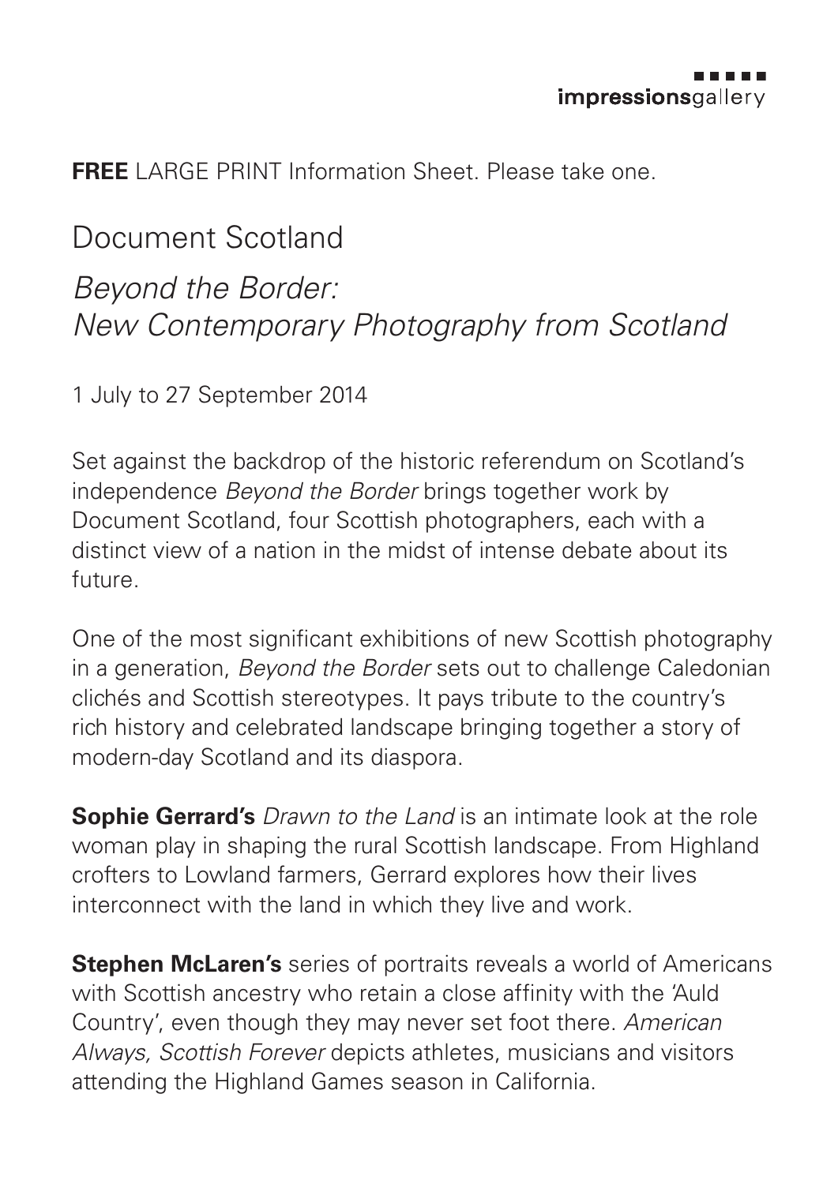impressionsgallery

**FREE** LARGE PRINT Information Sheet. Please take one.

# Document Scotland

## *Beyond the Border: New Contemporary Photography from Scotland*

1 July to 27 September 2014

Set against the backdrop of the historic referendum on Scotland's independence *Beyond the Border* brings together work by Document Scotland, four Scottish photographers, each with a distinct view of a nation in the midst of intense debate about its future.

One of the most significant exhibitions of new Scottish photography in a generation, *Beyond the Border* sets out to challenge Caledonian clichés and Scottish stereotypes. It pays tribute to the country's rich history and celebrated landscape bringing together a story of modern-day Scotland and its diaspora.

**Sophie Gerrard's** *Drawn to the Land* is an intimate look at the role woman play in shaping the rural Scottish landscape. From Highland crofters to Lowland farmers, Gerrard explores how their lives interconnect with the land in which they live and work.

**Stephen McLaren's** series of portraits reveals a world of Americans with Scottish ancestry who retain a close affinity with the 'Auld Country', even though they may never set foot there. *American Always, Scottish Forever* depicts athletes, musicians and visitors attending the Highland Games season in California.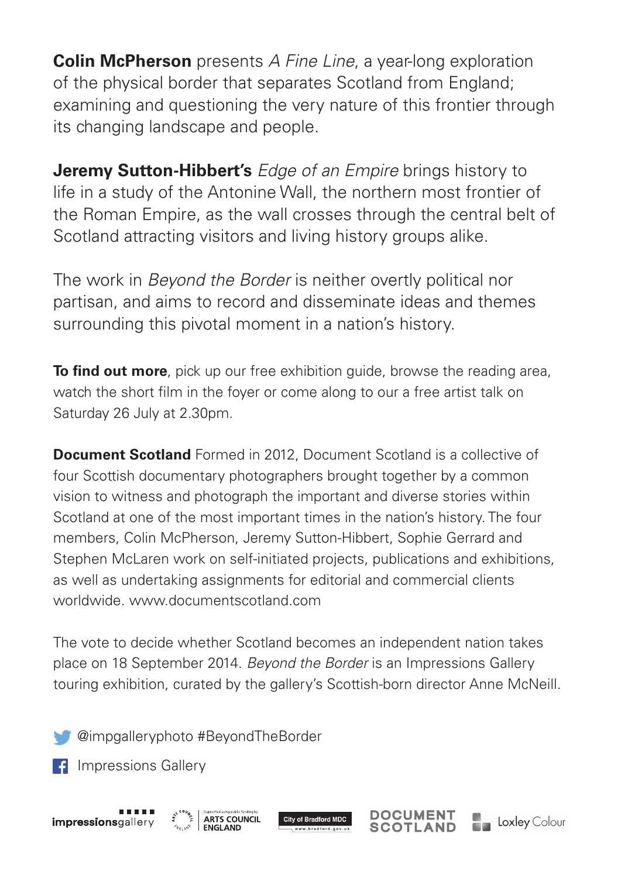**Colin McPherson** presents *A Fine Line*, a year-long exploration of the physical border that separates Scotland from England; examining and questioning the very nature of this frontier through its changing landscape and people.

**Jeremy Sutton-Hibbert's** *Edge of an Empire* brings history to life in a study of the Antonine Wall, the northern most frontier of the Roman Empire, as the wall crosses through the central belt of Scotland attracting visitors and living history groups alike.

The work in *Beyond the Border* is neither overtly political nor partisan, and aims to record and disseminate ideas and themes surrounding this pivotal moment in a nation's history.

**To find out more**, pick up our free exhibition guide, browse the reading area, watch the short film in the foyer or come along to our a free artist talk on Saturday 26 July at 2.30pm.

**Document Scotland** Formed in 2012, Document Scotland is a collective of four Scottish documentary photographers brought together by a common vision to witness and photograph the important and diverse stories within Scotland at one of the most important times in the nation's history. The four members, Colin McPherson, Jeremy Sutton-Hibbert, Sophie Gerrard and Stephen McLaren work on self-initiated projects, publications and exhibitions, as well as undertaking assignments for editorial and commercial clients worldwide. www.documentscotland.com

The vote to decide whether Scotland becomes an independent nation takes place on 18 September 2014. *Beyond the Border* is an Impressions Gallery touring exhibition, curated by the gallery's Scottish-born director Anne McNeill.

@impgalleryphoto #BeyondTheBorder

Impressions Gallery

impressionsgallery | Supported using public funding by ARTS COUNCIL ENGLAND | City of Bradford MDC www.bradford.gov.uk | DOCUMENT SCOTLAND | Loxley Colour